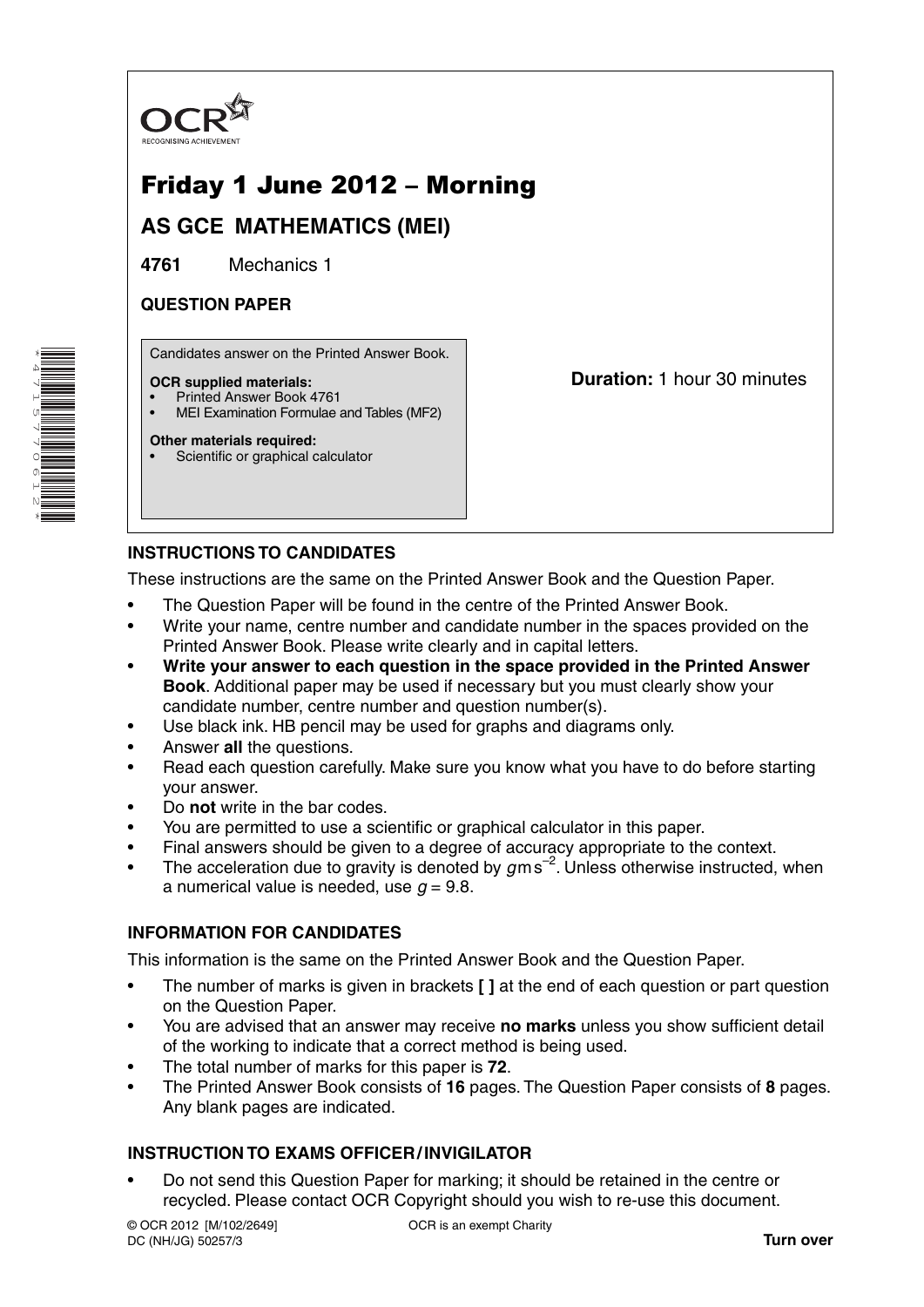OCR
RECOGNISING ACHIEVEMENT

# Friday 1 June 2012 – Morning

## AS GCE MATHEMATICS (MEI)

**4761** Mechanics 1

**QUESTION PAPER**

Candidates answer on the Printed Answer Book.

**OCR supplied materials:**
- Printed Answer Book 4761
- MEI Examination Formulae and Tables (MF2)

**Other materials required:**
- Scientific or graphical calculator

**Duration:** 1 hour 30 minutes

## INSTRUCTIONS TO CANDIDATES

These instructions are the same on the Printed Answer Book and the Question Paper.

- The Question Paper will be found in the centre of the Printed Answer Book.
- Write your name, centre number and candidate number in the spaces provided on the Printed Answer Book. Please write clearly and in capital letters.
- **Write your answer to each question in the space provided in the Printed Answer Book**. Additional paper may be used if necessary but you must clearly show your candidate number, centre number and question number(s).
- Use black ink. HB pencil may be used for graphs and diagrams only.
- Answer **all** the questions.
- Read each question carefully. Make sure you know what you have to do before starting your answer.
- Do **not** write in the bar codes.
- You are permitted to use a scientific or graphical calculator in this paper.
- Final answers should be given to a degree of accuracy appropriate to the context.
- The acceleration due to gravity is denoted by $g\,\text{m}\,\text{s}^{-2}$. Unless otherwise instructed, when a numerical value is needed, use $g = 9.8$.

## INFORMATION FOR CANDIDATES

This information is the same on the Printed Answer Book and the Question Paper.

- The number of marks is given in brackets **[ ]** at the end of each question or part question on the Question Paper.
- You are advised that an answer may receive **no marks** unless you show sufficient detail of the working to indicate that a correct method is being used.
- The total number of marks for this paper is **72**.
- The Printed Answer Book consists of **16** pages. The Question Paper consists of **8** pages. Any blank pages are indicated.

## INSTRUCTION TO EXAMS OFFICER / INVIGILATOR

- Do not send this Question Paper for marking; it should be retained in the centre or recycled. Please contact OCR Copyright should you wish to re-use this document.

© OCR 2012 [M/102/2649]
DC (NH/JG) 50257/3

OCR is an exempt Charity

**Turn over**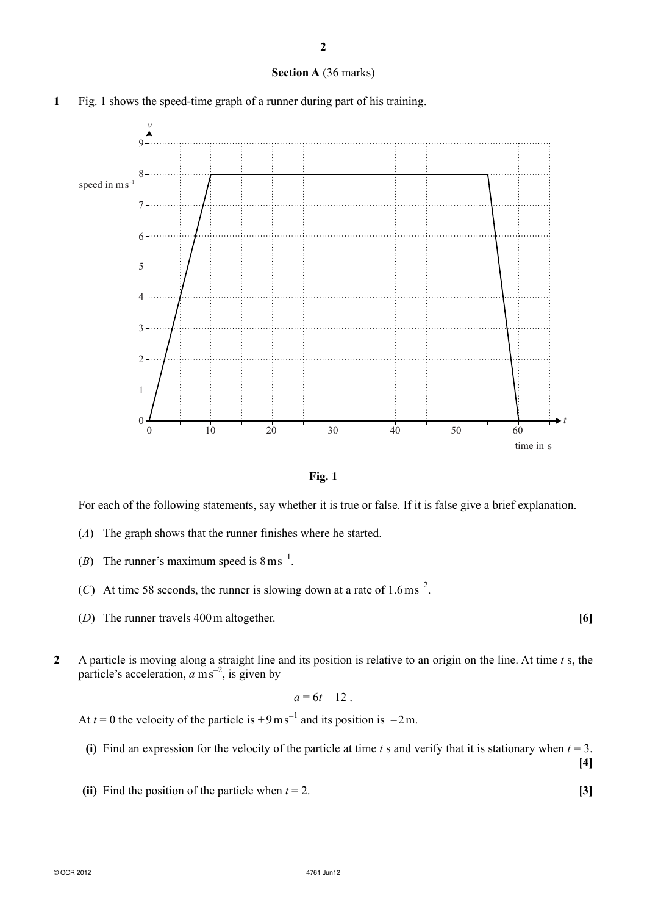## Section A (36 marks)

**1** Fig. 1 shows the speed-time graph of a runner during part of his training.

**Fig. 1**

For each of the following statements, say whether it is true or false. If it is false give a brief explanation.

(*A*) The graph shows that the runner finishes where he started.

(*B*) The runner's maximum speed is $8\,\text{m}\,\text{s}^{-1}$.

(*C*) At time 58 seconds, the runner is slowing down at a rate of $1.6\,\text{m}\,\text{s}^{-2}$.

(*D*) The runner travels 400 m altogether. **[6]**

**2** A particle is moving along a straight line and its position is relative to an origin on the line. At time $t$ s, the particle's acceleration, $a\,\text{m}\,\text{s}^{-2}$, is given by

$$a = 6t - 12\,.$$

At $t = 0$ the velocity of the particle is $+9\,\text{m}\,\text{s}^{-1}$ and its position is $-2\,\text{m}$.

**(i)** Find an expression for the velocity of the particle at time $t$ s and verify that it is stationary when $t = 3$. **[4]**

**(ii)** Find the position of the particle when $t = 2$. **[3]**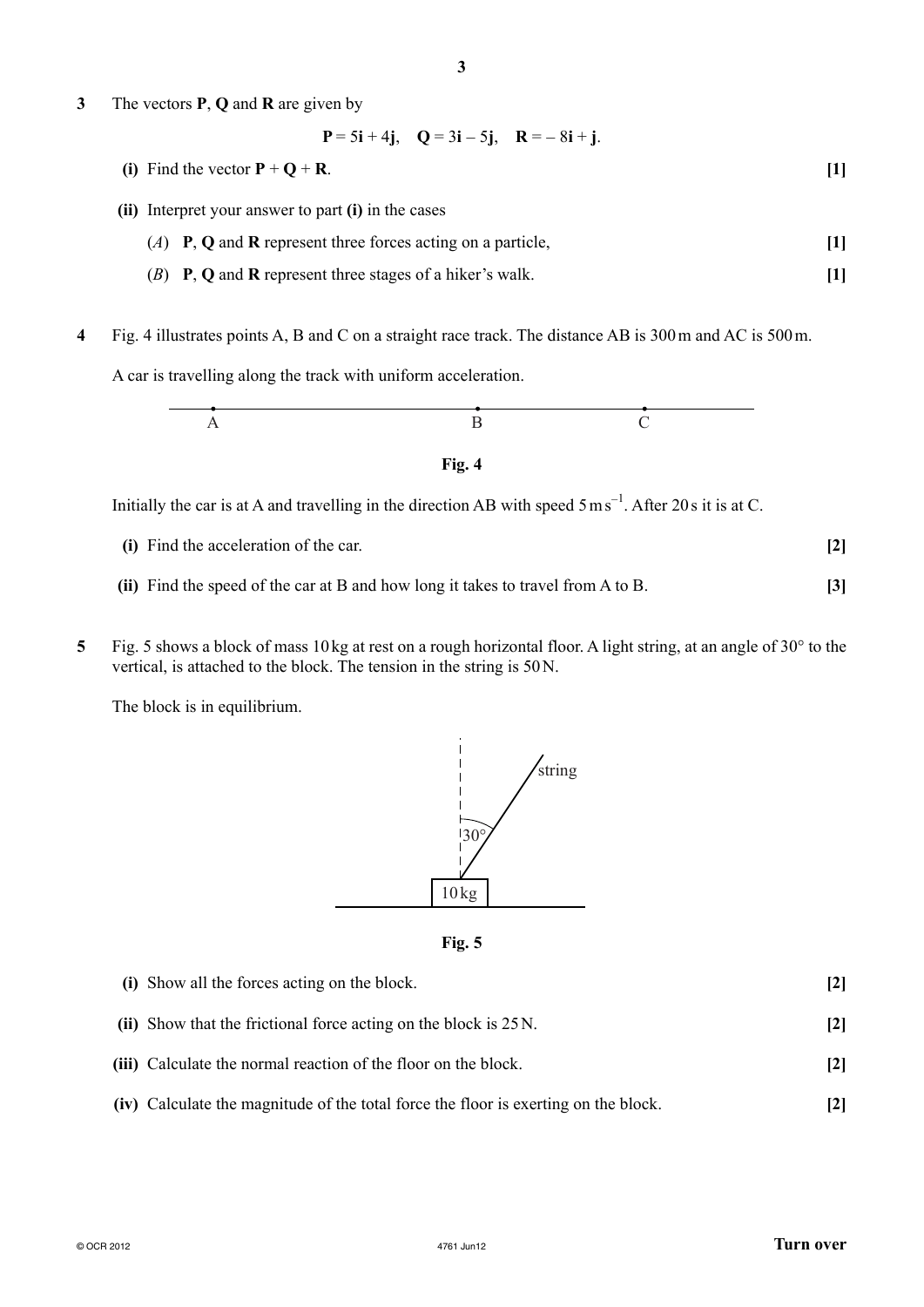**3** The vectors **P**, **Q** and **R** are given by

$$\mathbf{P} = 5\mathbf{i} + 4\mathbf{j}, \quad \mathbf{Q} = 3\mathbf{i} - 5\mathbf{j}, \quad \mathbf{R} = -8\mathbf{i} + \mathbf{j}.$$

**(i)** Find the vector $\mathbf{P} + \mathbf{Q} + \mathbf{R}$. **[1]**

**(ii)** Interpret your answer to part **(i)** in the cases

($A$) **P**, **Q** and **R** represent three forces acting on a particle, **[1]**

($B$) **P**, **Q** and **R** represent three stages of a hiker's walk. **[1]**

**4** Fig. 4 illustrates points A, B and C on a straight race track. The distance AB is 300 m and AC is 500 m.

A car is travelling along the track with uniform acceleration.

A B C

**Fig. 4**

Initially the car is at A and travelling in the direction AB with speed $5\,\text{m}\,\text{s}^{-1}$. After 20 s it is at C.

**(i)** Find the acceleration of the car. **[2]**

**(ii)** Find the speed of the car at B and how long it takes to travel from A to B. **[3]**

**5** Fig. 5 shows a block of mass 10 kg at rest on a rough horizontal floor. A light string, at an angle of 30° to the vertical, is attached to the block. The tension in the string is 50 N.

The block is in equilibrium.

string

30°

10 kg

**Fig. 5**

**(i)** Show all the forces acting on the block. **[2]**

**(ii)** Show that the frictional force acting on the block is 25 N. **[2]**

**(iii)** Calculate the normal reaction of the floor on the block. **[2]**

**(iv)** Calculate the magnitude of the total force the floor is exerting on the block. **[2]**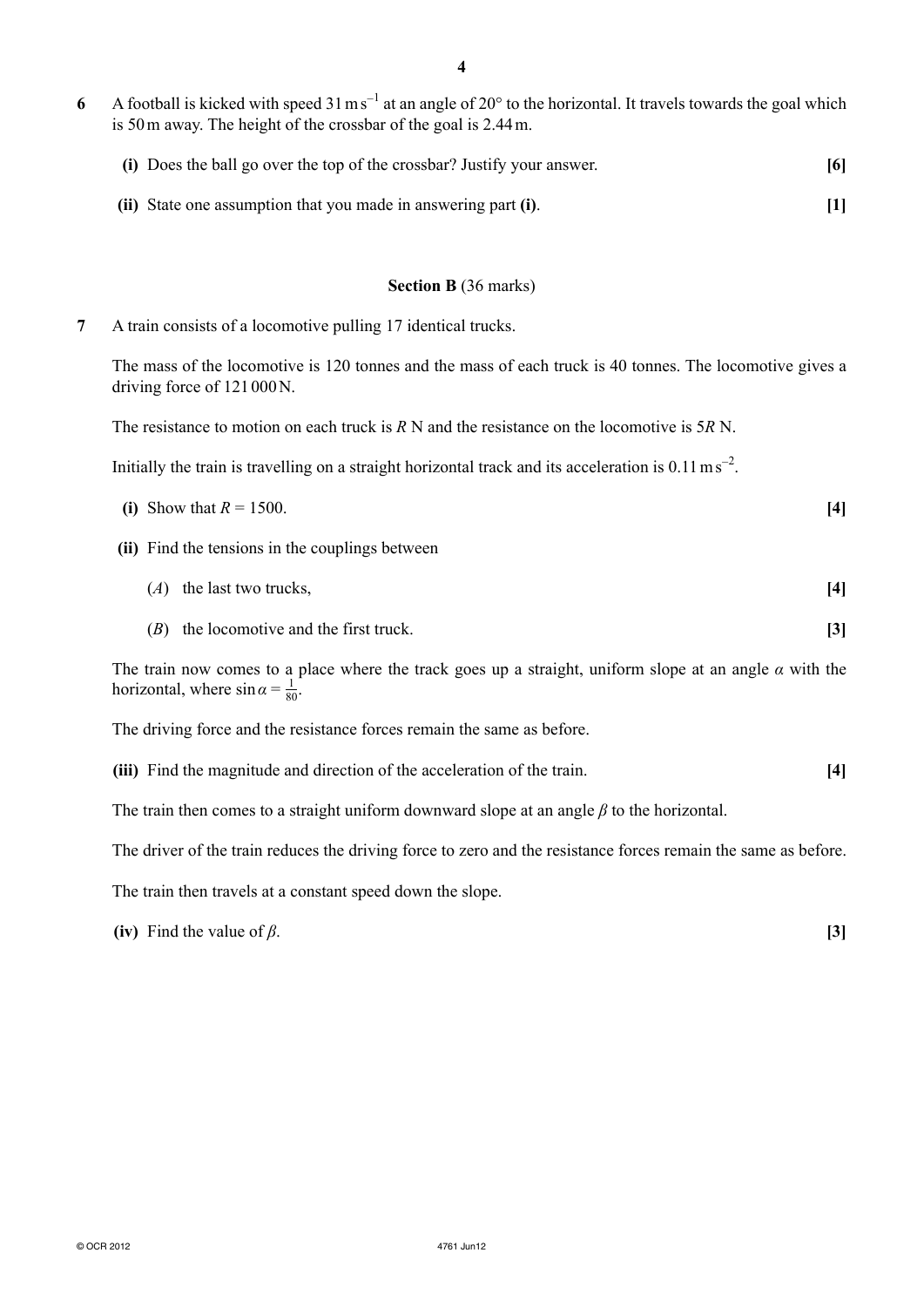**6** A football is kicked with speed $31 \text{ m s}^{-1}$ at an angle of $20°$ to the horizontal. It travels towards the goal which is 50 m away. The height of the crossbar of the goal is 2.44 m.

**(i)** Does the ball go over the top of the crossbar? Justify your answer. **[6]**

**(ii)** State one assumption that you made in answering part **(i)**. **[1]**

## Section B (36 marks)

**7** A train consists of a locomotive pulling 17 identical trucks.

The mass of the locomotive is 120 tonnes and the mass of each truck is 40 tonnes. The locomotive gives a driving force of 121 000 N.

The resistance to motion on each truck is $R$ N and the resistance on the locomotive is $5R$ N.

Initially the train is travelling on a straight horizontal track and its acceleration is $0.11 \text{ m s}^{-2}$.

**(i)** Show that $R = 1500$. **[4]**

**(ii)** Find the tensions in the couplings between

($A$) the last two trucks, **[4]**

($B$) the locomotive and the first truck. **[3]**

The train now comes to a place where the track goes up a straight, uniform slope at an angle $\alpha$ with the horizontal, where $\sin \alpha = \frac{1}{80}$.

The driving force and the resistance forces remain the same as before.

**(iii)** Find the magnitude and direction of the acceleration of the train. **[4]**

The train then comes to a straight uniform downward slope at an angle $\beta$ to the horizontal.

The driver of the train reduces the driving force to zero and the resistance forces remain the same as before.

The train then travels at a constant speed down the slope.

**(iv)** Find the value of $\beta$. **[3]**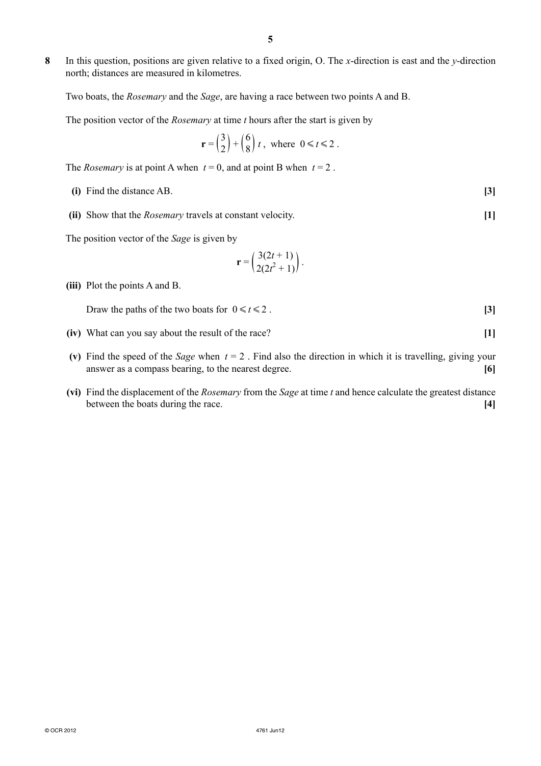**8** In this question, positions are given relative to a fixed origin, O. The $x$-direction is east and the $y$-direction north; distances are measured in kilometres.

Two boats, the *Rosemary* and the *Sage*, are having a race between two points A and B.

The position vector of the *Rosemary* at time $t$ hours after the start is given by

$$\mathbf{r} = \begin{pmatrix} 3 \\ 2 \end{pmatrix} + \begin{pmatrix} 6 \\ 8 \end{pmatrix} t, \text{ where } 0 \leqslant t \leqslant 2 .$$

The *Rosemary* is at point A when $t = 0$, and at point B when $t = 2$ .

**(i)** Find the distance AB. **[3]**

**(ii)** Show that the *Rosemary* travels at constant velocity. **[1]**

The position vector of the *Sage* is given by

$$\mathbf{r} = \begin{pmatrix} 3(2t+1) \\ 2(2t^2+1) \end{pmatrix} .$$

**(iii)** Plot the points A and B.

Draw the paths of the two boats for $0 \leqslant t \leqslant 2$ . **[3]**

**(iv)** What can you say about the result of the race? **[1]**

**(v)** Find the speed of the *Sage* when $t = 2$ . Find also the direction in which it is travelling, giving your answer as a compass bearing, to the nearest degree. **[6]**

**(vi)** Find the displacement of the *Rosemary* from the *Sage* at time $t$ and hence calculate the greatest distance between the boats during the race. **[4]**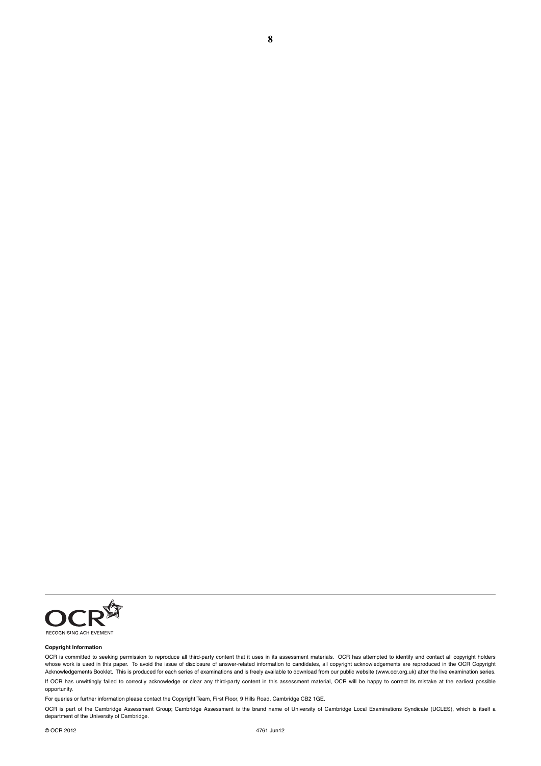RECOGNISING ACHIEVEMENT

**Copyright Information**

OCR is committed to seeking permission to reproduce all third-party content that it uses in its assessment materials. OCR has attempted to identify and contact all copyright holders whose work is used in this paper. To avoid the issue of disclosure of answer-related information to candidates, all copyright acknowledgements are reproduced in the OCR Copyright Acknowledgements Booklet. This is produced for each series of examinations and is freely available to download from our public website (www.ocr.org.uk) after the live examination series.

If OCR has unwittingly failed to correctly acknowledge or clear any third-party content in this assessment material, OCR will be happy to correct its mistake at the earliest possible opportunity.

For queries or further information please contact the Copyright Team, First Floor, 9 Hills Road, Cambridge CB2 1GE.

OCR is part of the Cambridge Assessment Group; Cambridge Assessment is the brand name of University of Cambridge Local Examinations Syndicate (UCLES), which is itself a department of the University of Cambridge.

© OCR 2012 4761 Jun12